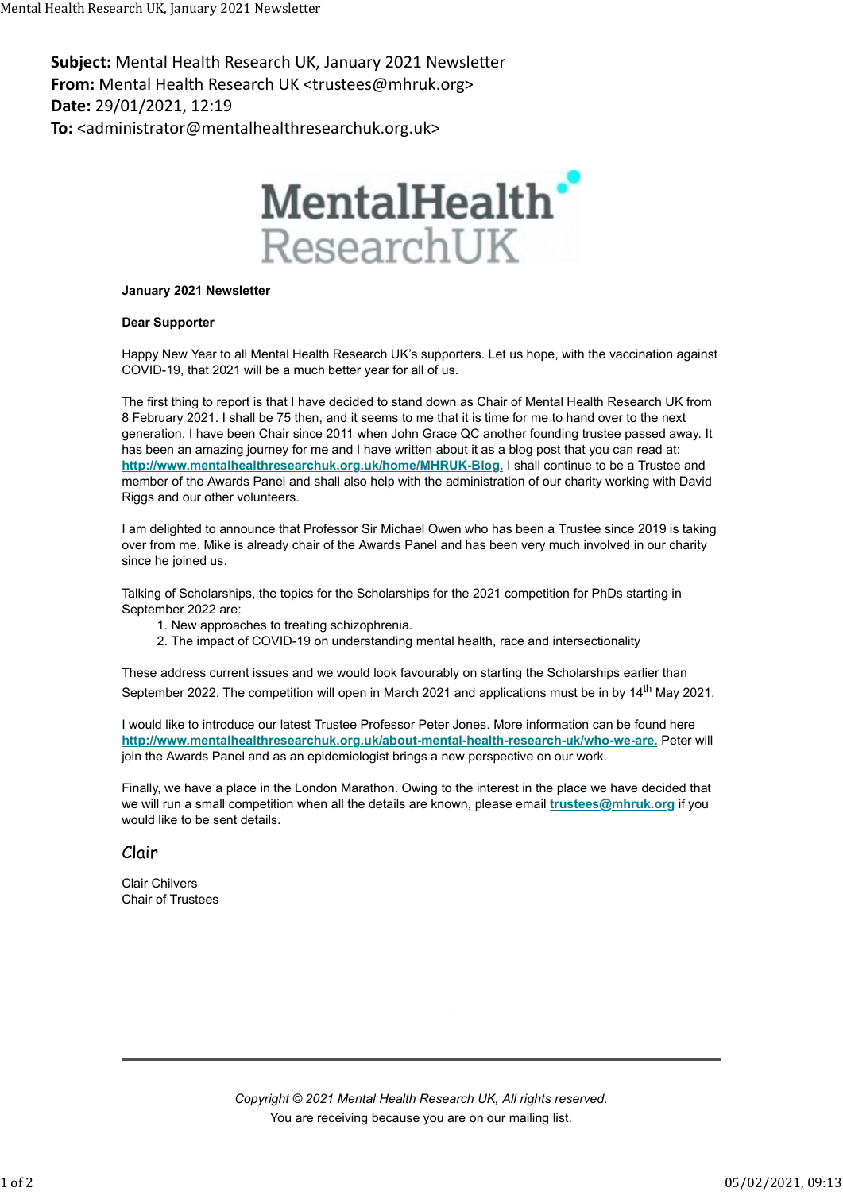**Subject:** Mental Health Research UK, January 2021 Newsletter
**From:** Mental Health Research UK <trustees@mhruk.org>
**Date:** 29/01/2021, 12:19
**To:** <administrator@mentalhealthresearchuk.org.uk>

**January 2021 Newsletter**

**Dear Supporter**

Happy New Year to all Mental Health Research UK's supporters. Let us hope, with the vaccination against COVID-19, that 2021 will be a much better year for all of us.

The first thing to report is that I have decided to stand down as Chair of Mental Health Research UK from 8 February 2021. I shall be 75 then, and it seems to me that it is time for me to hand over to the next generation. I have been Chair since 2011 when John Grace QC another founding trustee passed away. It has been an amazing journey for me and I have written about it as a blog post that you can read at: **http://www.mentalhealthresearchuk.org.uk/home/MHRUK-Blog.** I shall continue to be a Trustee and member of the Awards Panel and shall also help with the administration of our charity working with David Riggs and our other volunteers.

I am delighted to announce that Professor Sir Michael Owen who has been a Trustee since 2019 is taking over from me. Mike is already chair of the Awards Panel and has been very much involved in our charity since he joined us.

Talking of Scholarships, the topics for the Scholarships for the 2021 competition for PhDs starting in September 2022 are:

1. New approaches to treating schizophrenia.
2. The impact of COVID-19 on understanding mental health, race and intersectionality

These address current issues and we would look favourably on starting the Scholarships earlier than September 2022. The competition will open in March 2021 and applications must be in by 14th May 2021.

I would like to introduce our latest Trustee Professor Peter Jones. More information can be found here **http://www.mentalhealthresearchuk.org.uk/about-mental-health-research-uk/who-we-are.** Peter will join the Awards Panel and as an epidemiologist brings a new perspective on our work.

Finally, we have a place in the London Marathon. Owing to the interest in the place we have decided that we will run a small competition when all the details are known, please email **trustees@mhruk.org** if you would like to be sent details.

Clair

Clair Chilvers
Chair of Trustees

---

*Copyright © 2021 Mental Health Research UK, All rights reserved.*
You are receiving because you are on our mailing list.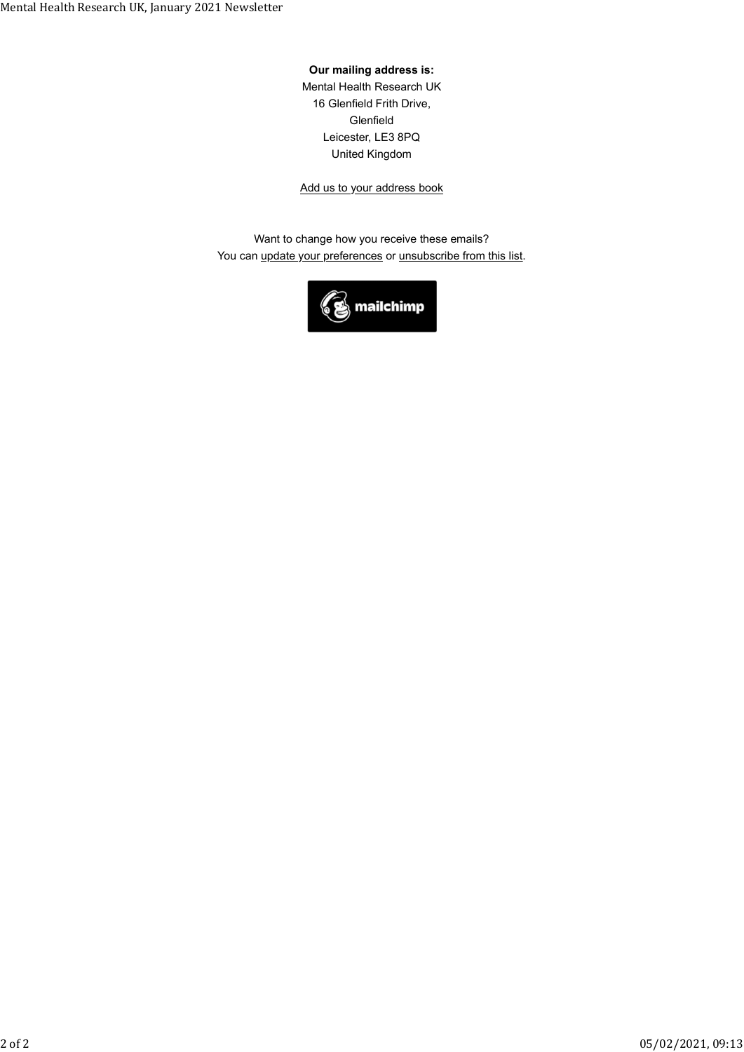**Our mailing address is:**
Mental Health Research UK
16 Glenfield Frith Drive,
Glenfield
Leicester, LE3 8PQ
United Kingdom

Add us to your address book

Want to change how you receive these emails?
You can update your preferences or unsubscribe from this list.